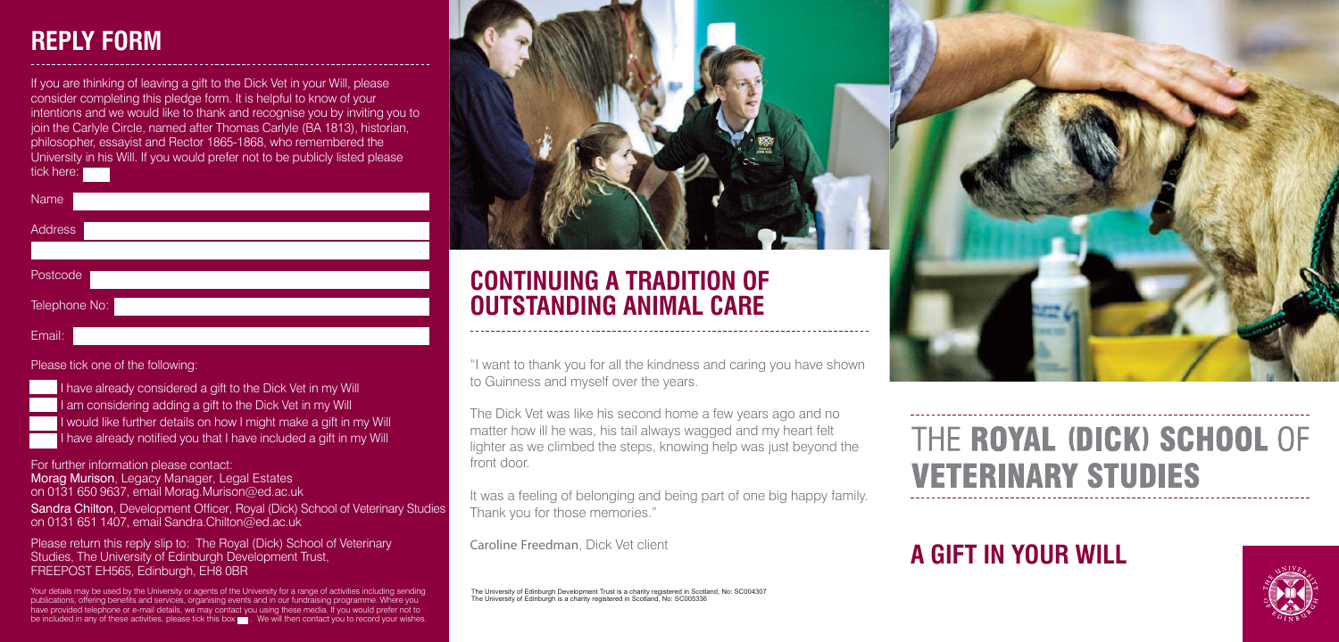## REPLY FORM

If you are thinking of leaving a gift to the Dick Vet in your Will, please consider completing this pledge form. It is helpful to know of your intentions and we would like to thank and recognise you by inviting you to join the Carlyle Circle, named after Thomas Carlyle (BA 1813), historian, philosopher, essayist and Rector 1865-1868, who remembered the University in his Will. If you would prefer not to be publicly listed please tick here: ☐

Name

Address

Postcode

Telephone No:

Email:

Please tick one of the following:

- ☐ I have already considered a gift to the Dick Vet in my Will
- ☐ I am considering adding a gift to the Dick Vet in my Will
- ☐ I would like further details on how I might make a gift in my Will
- ☐ I have already notified you that I have included a gift in my Will

For further information please contact:
**Morag Murison**, Legacy Manager, Legal Estates on 0131 650 9637, email Morag.Murison@ed.ac.uk

**Sandra Chilton**, Development Officer, Royal (Dick) School of Veterinary Studies on 0131 651 1407, email Sandra.Chilton@ed.ac.uk

Please return this reply slip to: The Royal (Dick) School of Veterinary Studies, The University of Edinburgh Development Trust, FREEPOST EH565, Edinburgh, EH8 0BR

Your details may be used by the University or agents of the University for a range of activities including sending publications, offering benefits and services, organising events and in our fundraising programme. Where you have provided telephone or e-mail details, we may contact you using these media. If you would prefer not to be included in any of these activities, please tick this box ☐. We will then contact you to record your wishes.

## CONTINUING A TRADITION OF OUTSTANDING ANIMAL CARE

"I want to thank you for all the kindness and caring you have shown to Guinness and myself over the years.

The Dick Vet was like his second home a few years ago and no matter how ill he was, his tail always wagged and my heart felt lighter as we climbed the steps, knowing help was just beyond the front door.

It was a feeling of belonging and being part of one big happy family. Thank you for those memories."

Caroline Freedman, Dick Vet client

The University of Edinburgh Development Trust is a charity registered in Scotland, No: SC004307
The University of Edinburgh is a charity registered in Scotland, No: SC005336

# THE ROYAL (DICK) SCHOOL OF VETERINARY STUDIES

## A GIFT IN YOUR WILL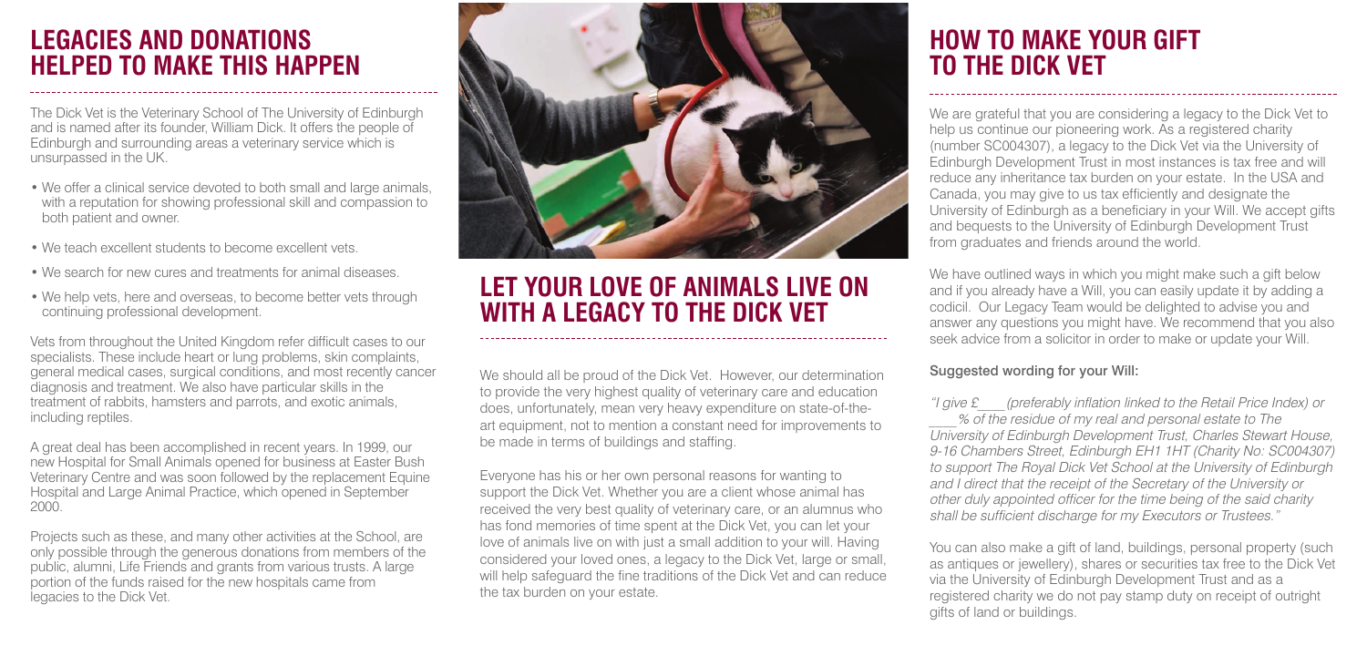## LEGACIES AND DONATIONS HELPED TO MAKE THIS HAPPEN

The Dick Vet is the Veterinary School of The University of Edinburgh and is named after its founder, William Dick. It offers the people of Edinburgh and surrounding areas a veterinary service which is unsurpassed in the UK.

- We offer a clinical service devoted to both small and large animals, with a reputation for showing professional skill and compassion to both patient and owner.
- We teach excellent students to become excellent vets.
- We search for new cures and treatments for animal diseases.
- We help vets, here and overseas, to become better vets through continuing professional development.

Vets from throughout the United Kingdom refer difficult cases to our specialists. These include heart or lung problems, skin complaints, general medical cases, surgical conditions, and most recently cancer diagnosis and treatment. We also have particular skills in the treatment of rabbits, hamsters and parrots, and exotic animals, including reptiles.

A great deal has been accomplished in recent years. In 1999, our new Hospital for Small Animals opened for business at Easter Bush Veterinary Centre and was soon followed by the replacement Equine Hospital and Large Animal Practice, which opened in September 2000.

Projects such as these, and many other activities at the School, are only possible through the generous donations from members of the public, alumni, Life Friends and grants from various trusts. A large portion of the funds raised for the new hospitals came from legacies to the Dick Vet.

## LET YOUR LOVE OF ANIMALS LIVE ON WITH A LEGACY TO THE DICK VET

We should all be proud of the Dick Vet. However, our determination to provide the very highest quality of veterinary care and education does, unfortunately, mean very heavy expenditure on state-of-the-art equipment, not to mention a constant need for improvements to be made in terms of buildings and staffing.

Everyone has his or her own personal reasons for wanting to support the Dick Vet. Whether you are a client whose animal has received the very best quality of veterinary care, or an alumnus who has fond memories of time spent at the Dick Vet, you can let your love of animals live on with just a small addition to your will. Having considered your loved ones, a legacy to the Dick Vet, large or small, will help safeguard the fine traditions of the Dick Vet and can reduce the tax burden on your estate.

## HOW TO MAKE YOUR GIFT TO THE DICK VET

We are grateful that you are considering a legacy to the Dick Vet to help us continue our pioneering work. As a registered charity (number SC004307), a legacy to the Dick Vet via the University of Edinburgh Development Trust in most instances is tax free and will reduce any inheritance tax burden on your estate. In the USA and Canada, you may give to us tax efficiently and designate the University of Edinburgh as a beneficiary in your Will. We accept gifts and bequests to the University of Edinburgh Development Trust from graduates and friends around the world.

We have outlined ways in which you might make such a gift below and if you already have a Will, you can easily update it by adding a codicil. Our Legacy Team would be delighted to advise you and answer any questions you might have. We recommend that you also seek advice from a solicitor in order to make or update your Will.

**Suggested wording for your Will:**

*"I give £___ (preferably inflation linked to the Retail Price Index) or ___% of the residue of my real and personal estate to The University of Edinburgh Development Trust, Charles Stewart House, 9-16 Chambers Street, Edinburgh EH1 1HT (Charity No: SC004307) to support The Royal Dick Vet School at the University of Edinburgh and I direct that the receipt of the Secretary of the University or other duly appointed officer for the time being of the said charity shall be sufficient discharge for my Executors or Trustees."*

You can also make a gift of land, buildings, personal property (such as antiques or jewellery), shares or securities tax free to the Dick Vet via the University of Edinburgh Development Trust and as a registered charity we do not pay stamp duty on receipt of outright gifts of land or buildings.